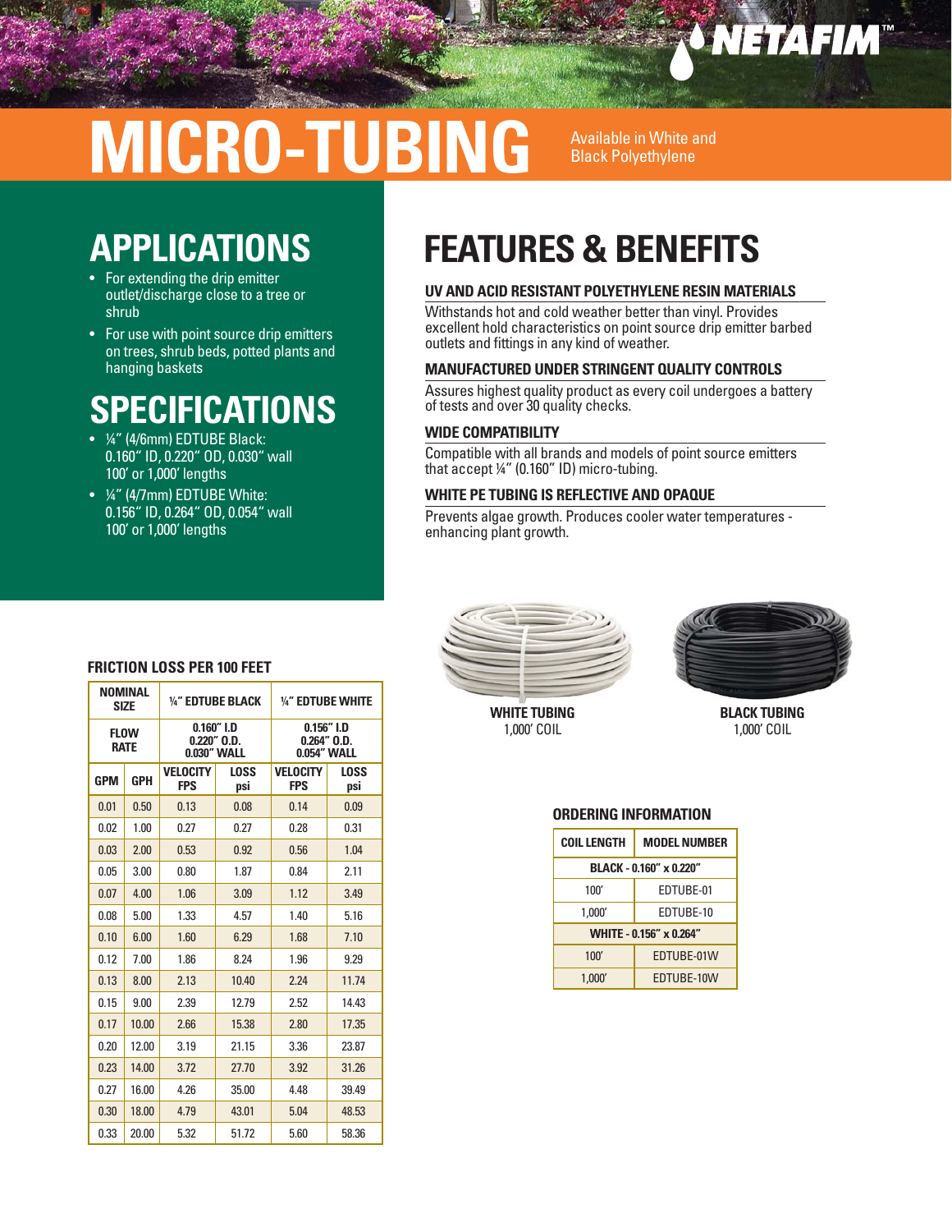NETAFIM™

# MICRO-TUBING

Available in White and Black Polyethylene

## APPLICATIONS

- For extending the drip emitter outlet/discharge close to a tree or shrub
- For use with point source drip emitters on trees, shrub beds, potted plants and hanging baskets

## SPECIFICATIONS

- ¼" (4/6mm) EDTUBE Black: 0.160" ID, 0.220" OD, 0.030" wall 100' or 1,000' lengths
- ¼" (4/7mm) EDTUBE White: 0.156" ID, 0.264" OD, 0.054" wall 100' or 1,000' lengths

## FEATURES & BENEFITS

### UV AND ACID RESISTANT POLYETHYLENE RESIN MATERIALS

Withstands hot and cold weather better than vinyl. Provides excellent hold characteristics on point source drip emitter barbed outlets and fittings in any kind of weather.

### MANUFACTURED UNDER STRINGENT QUALITY CONTROLS

Assures highest quality product as every coil undergoes a battery of tests and over 30 quality checks.

### WIDE COMPATIBILITY

Compatible with all brands and models of point source emitters that accept ¼" (0.160" ID) micro-tubing.

### WHITE PE TUBING IS REFLECTIVE AND OPAQUE

Prevents algae growth. Produces cooler water temperatures - enhancing plant growth.

### FRICTION LOSS PER 100 FEET

| NOMINAL SIZE | | ¼" EDTUBE BLACK | | ¼" EDTUBE WHITE | |
|---|---|---|---|---|---|
| FLOW RATE | | 0.160" I.D 0.220" O.D. 0.030" WALL | | 0.156" I.D 0.264" O.D. 0.054" WALL | |
| GPM | GPH | VELOCITY FPS | LOSS psi | VELOCITY FPS | LOSS psi |
| 0.01 | 0.50 | 0.13 | 0.08 | 0.14 | 0.09 |
| 0.02 | 1.00 | 0.27 | 0.27 | 0.28 | 0.31 |
| 0.03 | 2.00 | 0.53 | 0.92 | 0.56 | 1.04 |
| 0.05 | 3.00 | 0.80 | 1.87 | 0.84 | 2.11 |
| 0.07 | 4.00 | 1.06 | 3.09 | 1.12 | 3.49 |
| 0.08 | 5.00 | 1.33 | 4.57 | 1.40 | 5.16 |
| 0.10 | 6.00 | 1.60 | 6.29 | 1.68 | 7.10 |
| 0.12 | 7.00 | 1.86 | 8.24 | 1.96 | 9.29 |
| 0.13 | 8.00 | 2.13 | 10.40 | 2.24 | 11.74 |
| 0.15 | 9.00 | 2.39 | 12.79 | 2.52 | 14.43 |
| 0.17 | 10.00 | 2.66 | 15.38 | 2.80 | 17.35 |
| 0.20 | 12.00 | 3.19 | 21.15 | 3.36 | 23.87 |
| 0.23 | 14.00 | 3.72 | 27.70 | 3.92 | 31.26 |
| 0.27 | 16.00 | 4.26 | 35.00 | 4.48 | 39.49 |
| 0.30 | 18.00 | 4.79 | 43.01 | 5.04 | 48.53 |
| 0.33 | 20.00 | 5.32 | 51.72 | 5.60 | 58.36 |

**WHITE TUBING**
1,000' COIL

**BLACK TUBING**
1,000' COIL

### ORDERING INFORMATION

| COIL LENGTH | MODEL NUMBER |
|---|---|
| **BLACK - 0.160" x 0.220"** | |
| 100' | EDTUBE-01 |
| 1,000' | EDTUBE-10 |
| **WHITE - 0.156" x 0.264"** | |
| 100' | EDTUBE-01W |
| 1,000' | EDTUBE-10W |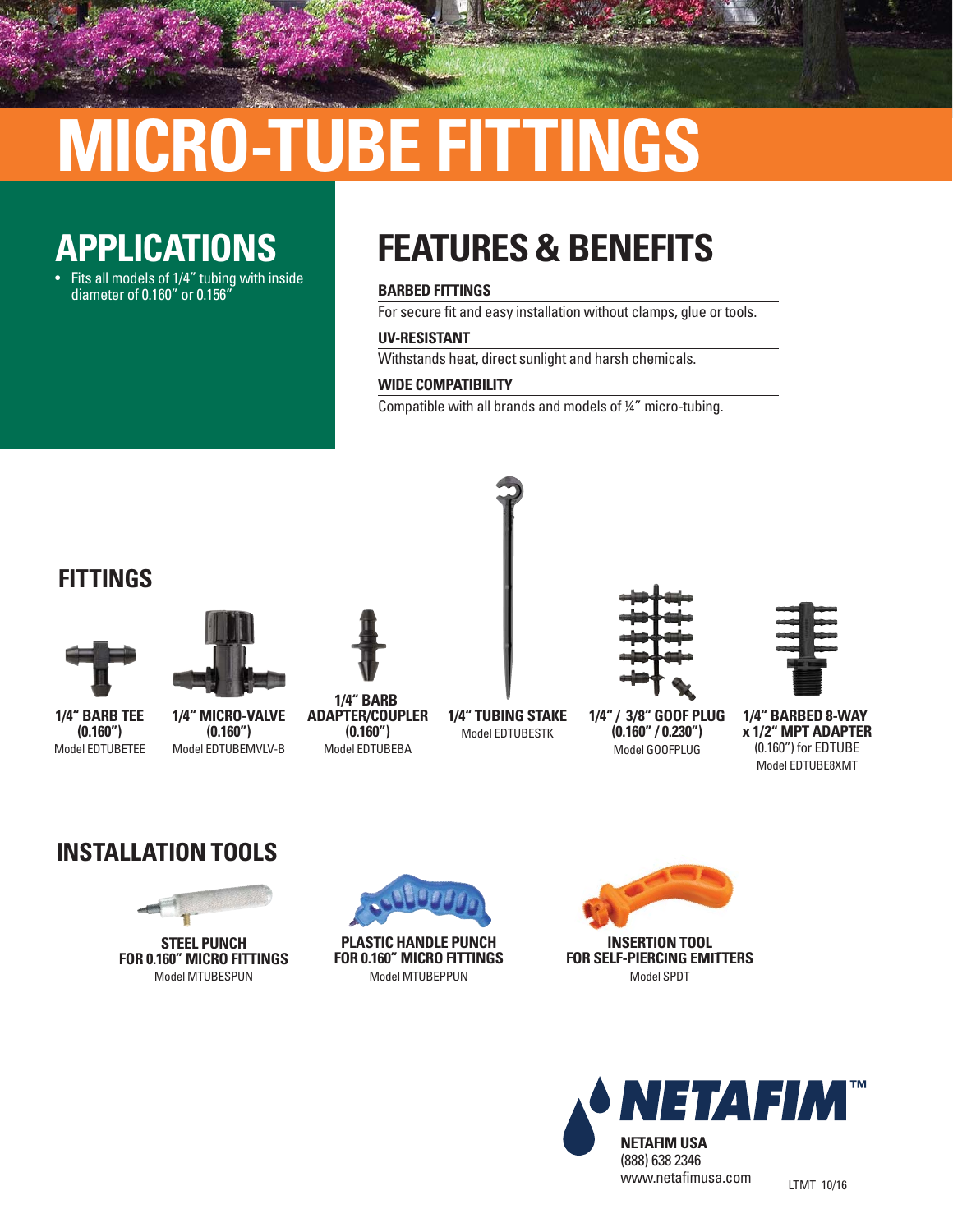# MICRO-TUBE FITTINGS

## APPLICATIONS

- Fits all models of 1/4" tubing with inside diameter of 0.160" or 0.156"

## FEATURES & BENEFITS

**BARBED FITTINGS**

For secure fit and easy installation without clamps, glue or tools.

**UV-RESISTANT**

Withstands heat, direct sunlight and harsh chemicals.

**WIDE COMPATIBILITY**

Compatible with all brands and models of ¼" micro-tubing.

## FITTINGS

**1/4" BARB TEE (0.160")**
Model EDTUBETEE

**1/4" MICRO-VALVE (0.160")**
Model EDTUBEMVLV-B

**1/4" BARB ADAPTER/COUPLER (0.160")**
Model EDTUBEBA

**1/4" TUBING STAKE**
Model EDTUBESTK

**1/4" / 3/8" GOOF PLUG (0.160" / 0.230")**
Model GOOFPLUG

**1/4" BARBED 8-WAY x 1/2" MPT ADAPTER**
(0.160") for EDTUBE
Model EDTUBE8XMT

## INSTALLATION TOOLS

**STEEL PUNCH FOR 0.160" MICRO FITTINGS**
Model MTUBESPUN

**PLASTIC HANDLE PUNCH FOR 0.160" MICRO FITTINGS**
Model MTUBEPPUN

**INSERTION TOOL FOR SELF-PIERCING EMITTERS**
Model SPDT

NETAFIM™

**NETAFIM USA**
(888) 638 2346
www.netafimusa.com

LTMT 10/16